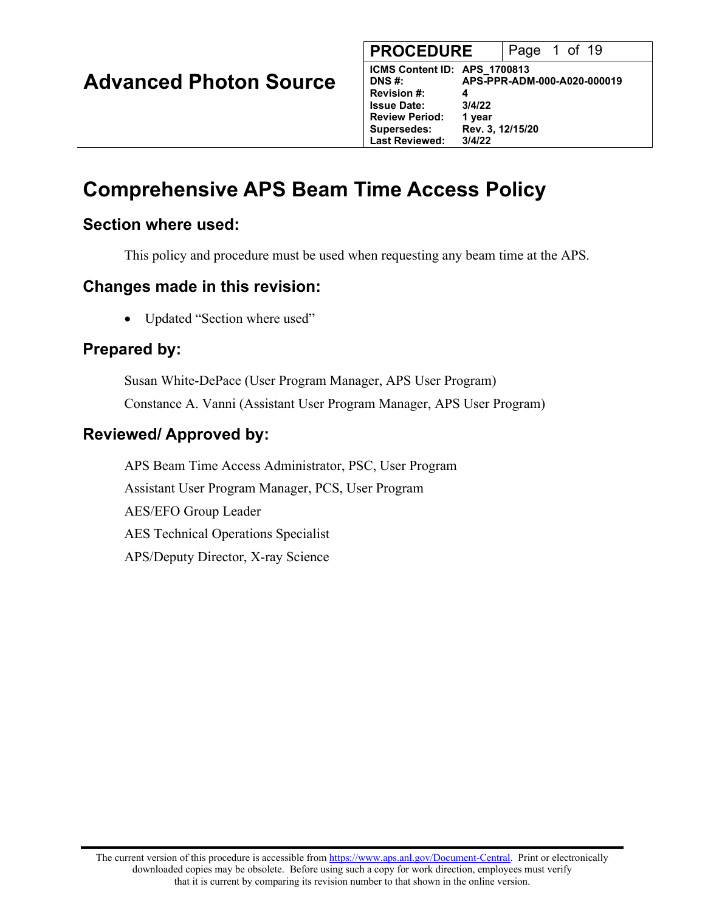**Advanced Photon Source**

| PROCEDURE | Page 1 of 19 |
|---|---|
| ICMS Content ID: | APS_1700813 |
| DNS #: | APS-PPR-ADM-000-A020-000019 |
| Revision #: | 4 |
| Issue Date: | 3/4/22 |
| Review Period: | 1 year |
| Supersedes: | Rev. 3, 12/15/20 |
| Last Reviewed: | 3/4/22 |

# Comprehensive APS Beam Time Access Policy

## Section where used:

This policy and procedure must be used when requesting any beam time at the APS.

## Changes made in this revision:

- Updated "Section where used"

## Prepared by:

Susan White-DePace (User Program Manager, APS User Program)

Constance A. Vanni (Assistant User Program Manager, APS User Program)

## Reviewed/ Approved by:

APS Beam Time Access Administrator, PSC, User Program

Assistant User Program Manager, PCS, User Program

AES/EFO Group Leader

AES Technical Operations Specialist

APS/Deputy Director, X-ray Science

The current version of this procedure is accessible from https://www.aps.anl.gov/Document-Central. Print or electronically downloaded copies may be obsolete. Before using such a copy for work direction, employees must verify that it is current by comparing its revision number to that shown in the online version.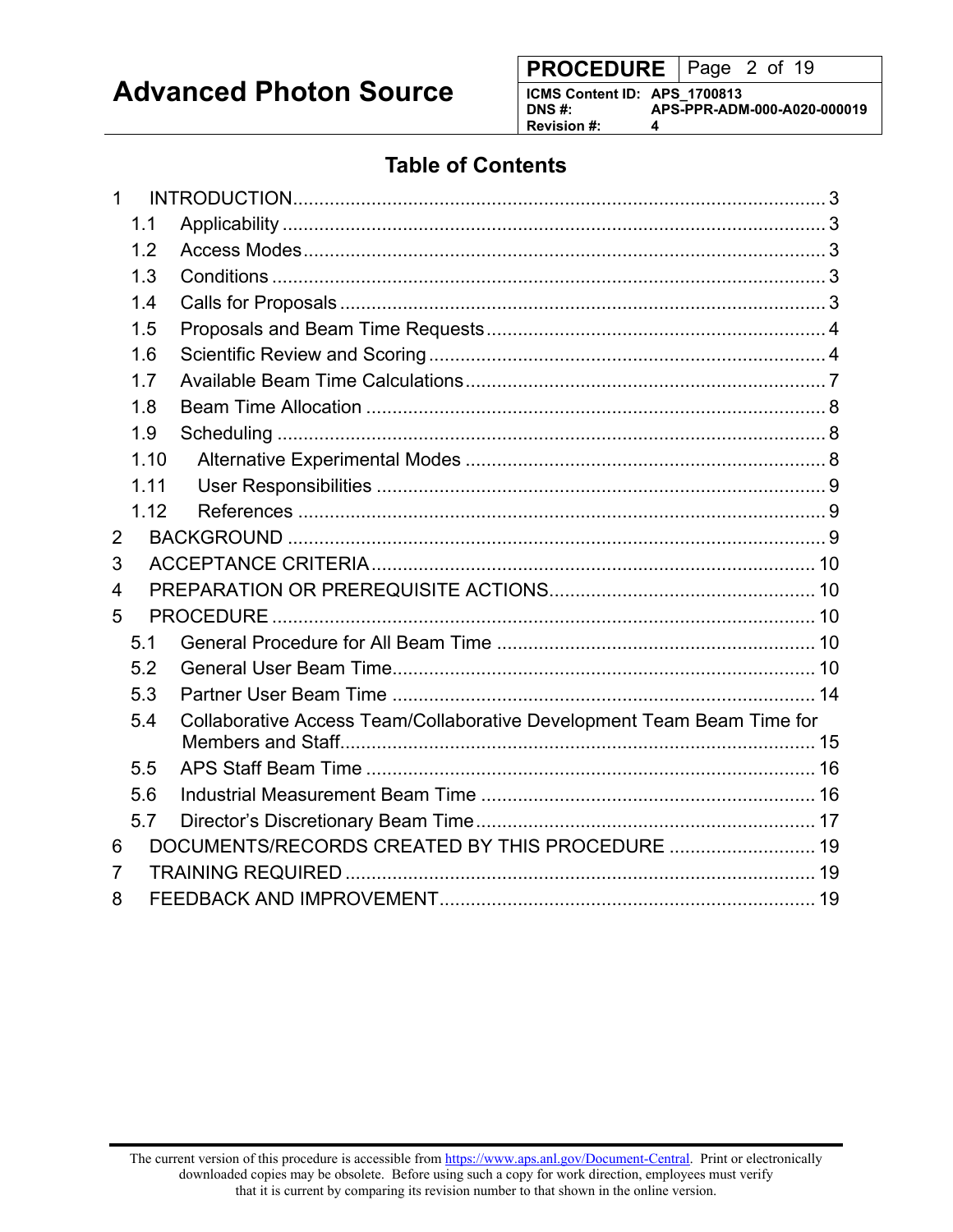## Table of Contents

1 INTRODUCTION ..... 3
  1.1 Applicability ..... 3
  1.2 Access Modes ..... 3
  1.3 Conditions ..... 3
  1.4 Calls for Proposals ..... 3
  1.5 Proposals and Beam Time Requests ..... 4
  1.6 Scientific Review and Scoring ..... 4
  1.7 Available Beam Time Calculations ..... 7
  1.8 Beam Time Allocation ..... 8
  1.9 Scheduling ..... 8
  1.10 Alternative Experimental Modes ..... 8
  1.11 User Responsibilities ..... 9
  1.12 References ..... 9
2 BACKGROUND ..... 9
3 ACCEPTANCE CRITERIA ..... 10
4 PREPARATION OR PREREQUISITE ACTIONS ..... 10
5 PROCEDURE ..... 10
  5.1 General Procedure for All Beam Time ..... 10
  5.2 General User Beam Time ..... 10
  5.3 Partner User Beam Time ..... 14
  5.4 Collaborative Access Team/Collaborative Development Team Beam Time for Members and Staff ..... 15
  5.5 APS Staff Beam Time ..... 16
  5.6 Industrial Measurement Beam Time ..... 16
  5.7 Director's Discretionary Beam Time ..... 17
6 DOCUMENTS/RECORDS CREATED BY THIS PROCEDURE ..... 19
7 TRAINING REQUIRED ..... 19
8 FEEDBACK AND IMPROVEMENT ..... 19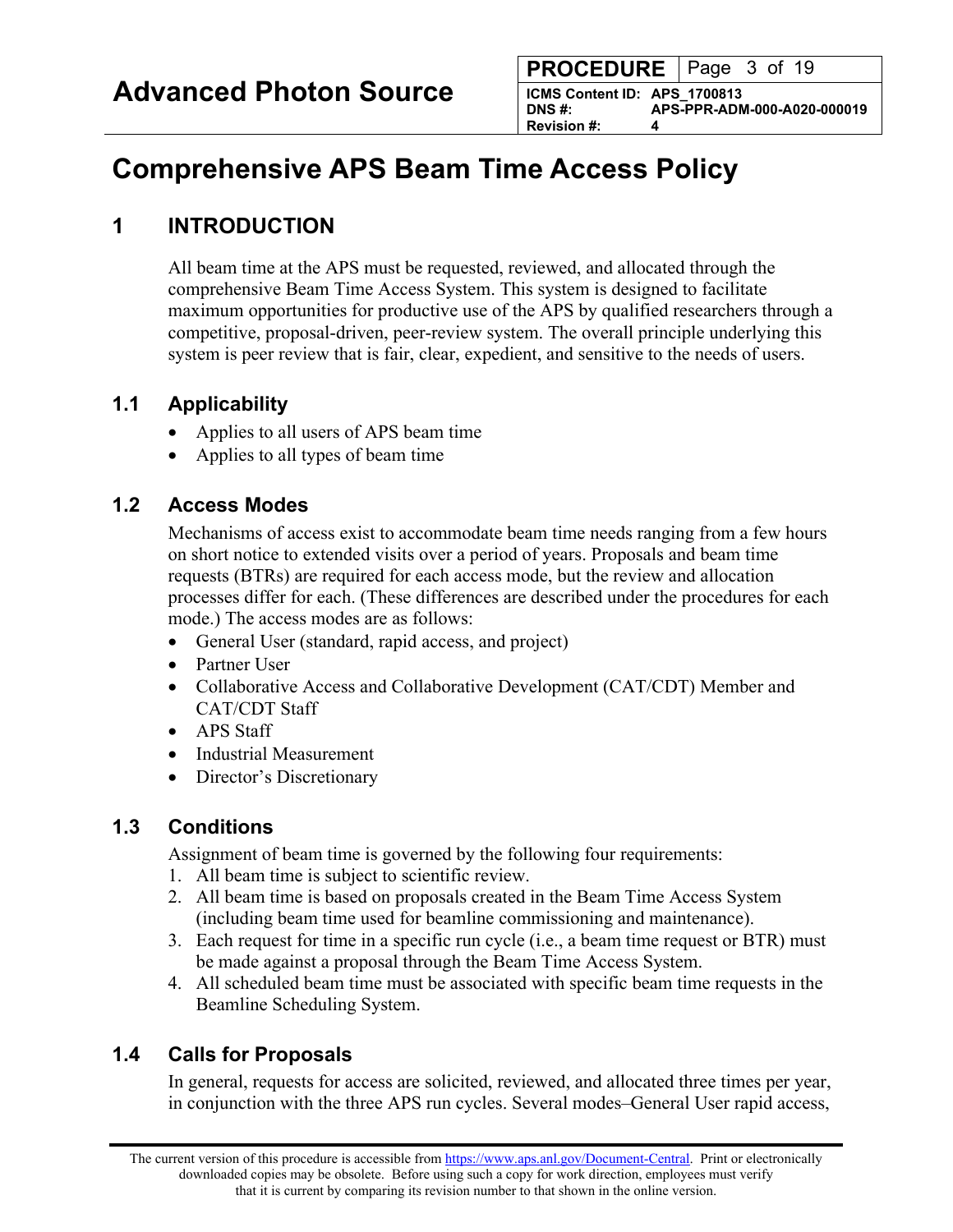# Comprehensive APS Beam Time Access Policy

## 1 INTRODUCTION

All beam time at the APS must be requested, reviewed, and allocated through the comprehensive Beam Time Access System. This system is designed to facilitate maximum opportunities for productive use of the APS by qualified researchers through a competitive, proposal-driven, peer-review system. The overall principle underlying this system is peer review that is fair, clear, expedient, and sensitive to the needs of users.

### 1.1 Applicability

- Applies to all users of APS beam time
- Applies to all types of beam time

### 1.2 Access Modes

Mechanisms of access exist to accommodate beam time needs ranging from a few hours on short notice to extended visits over a period of years. Proposals and beam time requests (BTRs) are required for each access mode, but the review and allocation processes differ for each. (These differences are described under the procedures for each mode.) The access modes are as follows:

- General User (standard, rapid access, and project)
- Partner User
- Collaborative Access and Collaborative Development (CAT/CDT) Member and CAT/CDT Staff
- APS Staff
- Industrial Measurement
- Director's Discretionary

### 1.3 Conditions

Assignment of beam time is governed by the following four requirements:

1. All beam time is subject to scientific review.
2. All beam time is based on proposals created in the Beam Time Access System (including beam time used for beamline commissioning and maintenance).
3. Each request for time in a specific run cycle (i.e., a beam time request or BTR) must be made against a proposal through the Beam Time Access System.
4. All scheduled beam time must be associated with specific beam time requests in the Beamline Scheduling System.

### 1.4 Calls for Proposals

In general, requests for access are solicited, reviewed, and allocated three times per year, in conjunction with the three APS run cycles. Several modes–General User rapid access,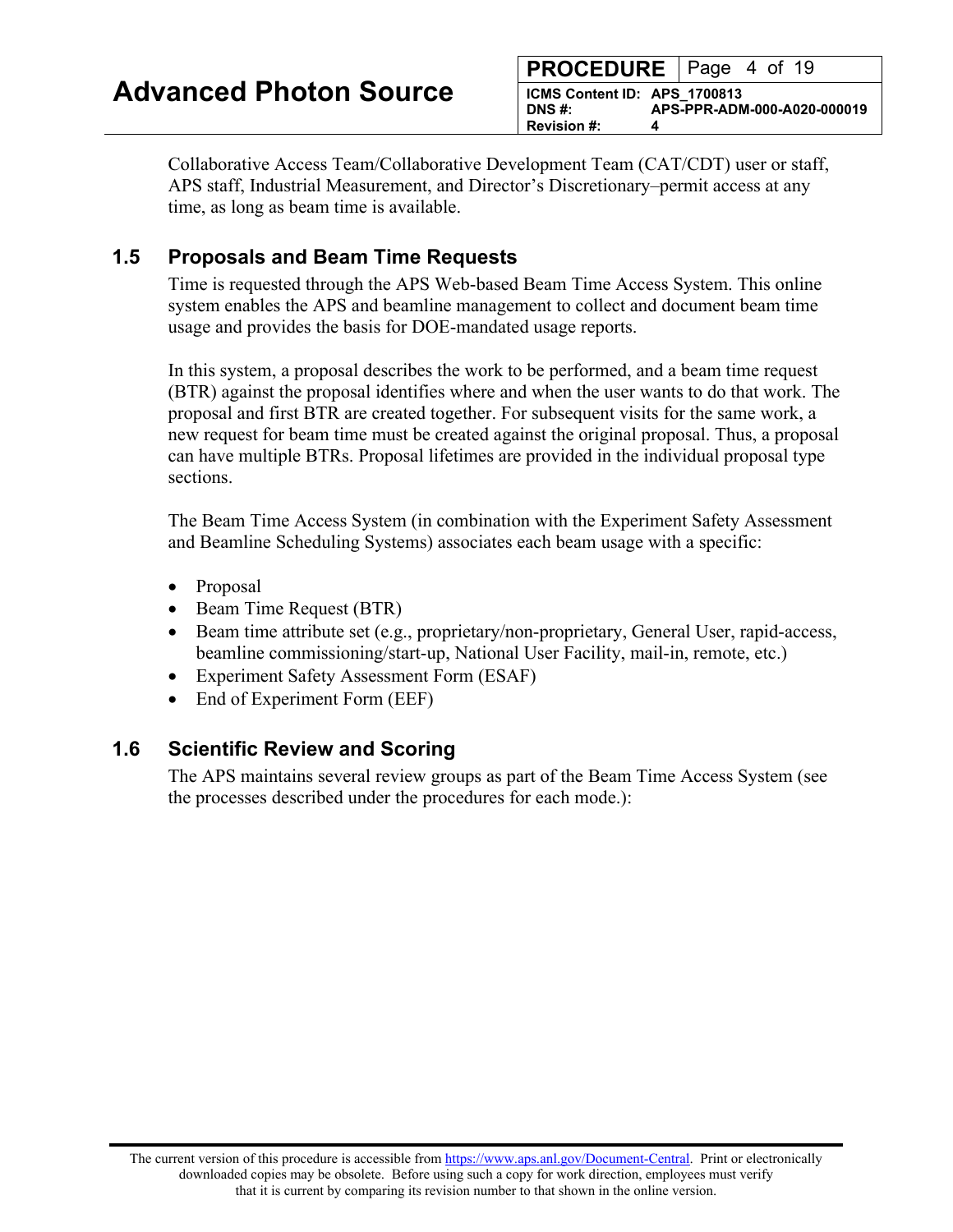Collaborative Access Team/Collaborative Development Team (CAT/CDT) user or staff, APS staff, Industrial Measurement, and Director's Discretionary–permit access at any time, as long as beam time is available.

## 1.5 Proposals and Beam Time Requests

Time is requested through the APS Web-based Beam Time Access System. This online system enables the APS and beamline management to collect and document beam time usage and provides the basis for DOE-mandated usage reports.

In this system, a proposal describes the work to be performed, and a beam time request (BTR) against the proposal identifies where and when the user wants to do that work. The proposal and first BTR are created together. For subsequent visits for the same work, a new request for beam time must be created against the original proposal. Thus, a proposal can have multiple BTRs. Proposal lifetimes are provided in the individual proposal type sections.

The Beam Time Access System (in combination with the Experiment Safety Assessment and Beamline Scheduling Systems) associates each beam usage with a specific:

- Proposal
- Beam Time Request (BTR)
- Beam time attribute set (e.g., proprietary/non-proprietary, General User, rapid-access, beamline commissioning/start-up, National User Facility, mail-in, remote, etc.)
- Experiment Safety Assessment Form (ESAF)
- End of Experiment Form (EEF)

## 1.6 Scientific Review and Scoring

The APS maintains several review groups as part of the Beam Time Access System (see the processes described under the procedures for each mode.):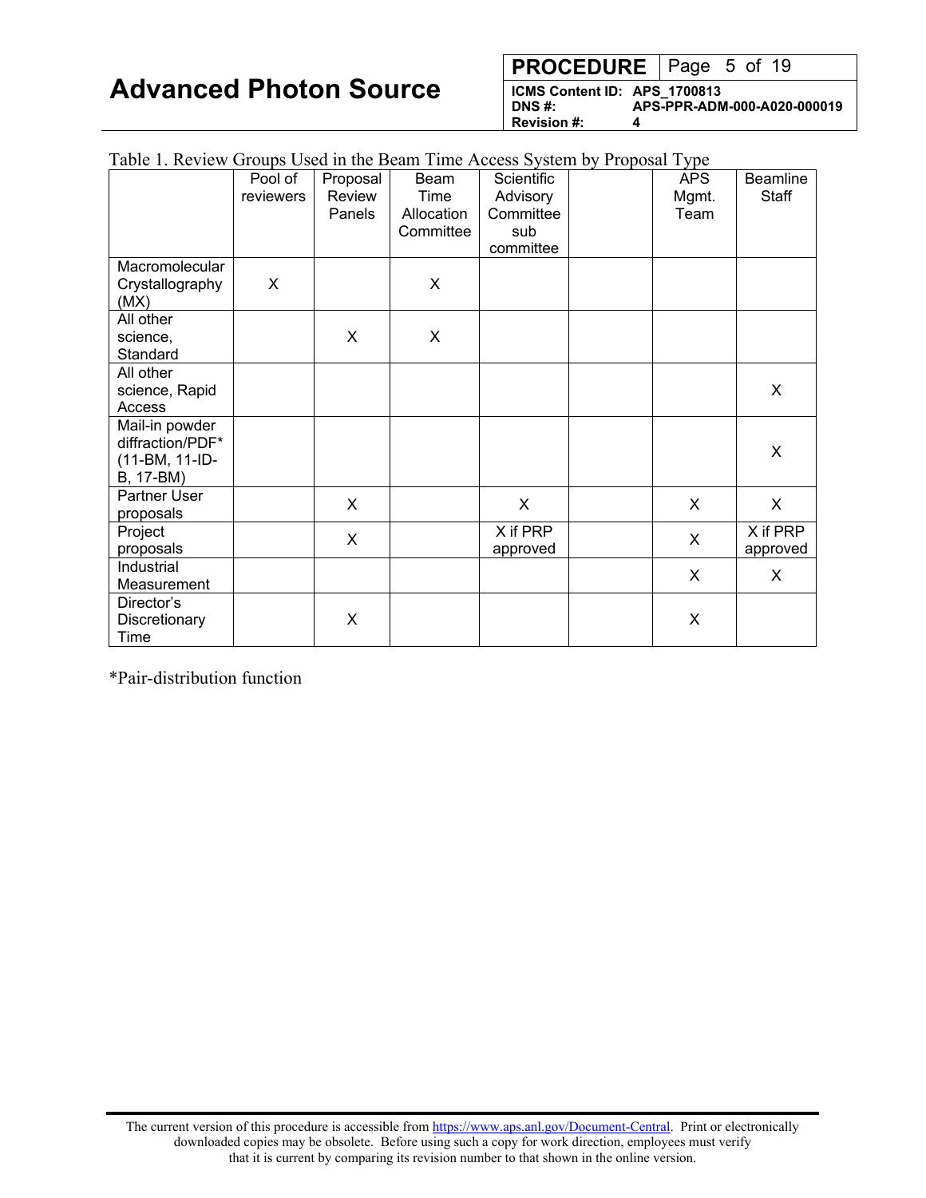Table 1. Review Groups Used in the Beam Time Access System by Proposal Type

| | Pool of reviewers | Proposal Review Panels | Beam Time Allocation Committee | Scientific Advisory Committee sub committee | | APS Mgmt. Team | Beamline Staff |
|---|---|---|---|---|---|---|---|
| Macromolecular Crystallography (MX) | X | | X | | | | |
| All other science, Standard | | X | X | | | | |
| All other science, Rapid Access | | | | | | | X |
| Mail-in powder diffraction/PDF* (11-BM, 11-ID-B, 17-BM) | | | | | | | X |
| Partner User proposals | | X | | X | | X | X |
| Project proposals | | X | | X if PRP approved | | X | X if PRP approved |
| Industrial Measurement | | | | | | X | X |
| Director's Discretionary Time | | X | | | | X | |

*Pair-distribution function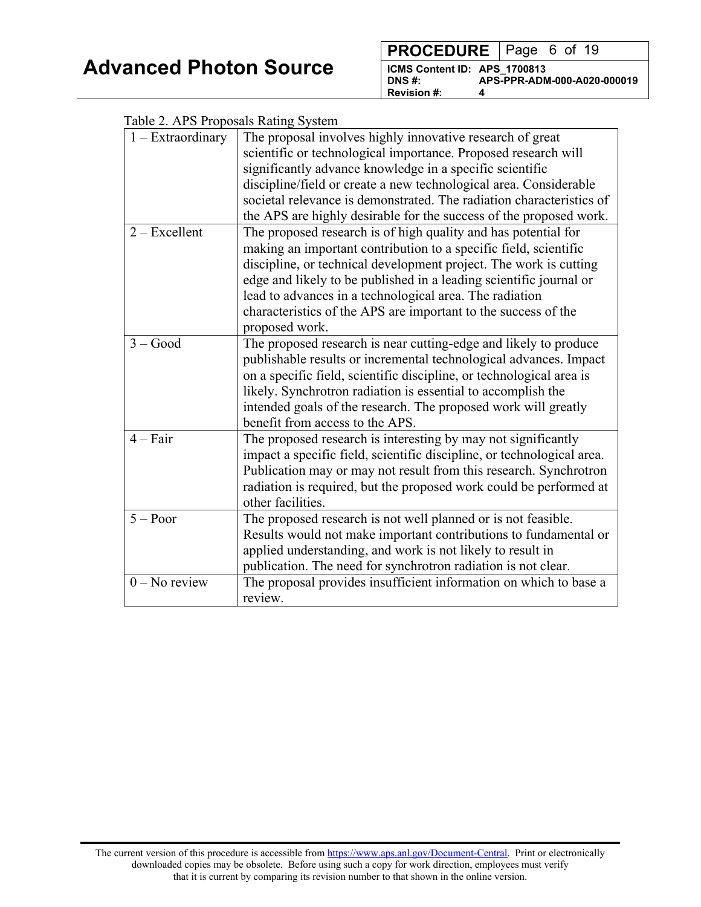Table 2. APS Proposals Rating System

| | |
|---|---|
| 1 – Extraordinary | The proposal involves highly innovative research of great scientific or technological importance. Proposed research will significantly advance knowledge in a specific scientific discipline/field or create a new technological area. Considerable societal relevance is demonstrated. The radiation characteristics of the APS are highly desirable for the success of the proposed work. |
| 2 – Excellent | The proposed research is of high quality and has potential for making an important contribution to a specific field, scientific discipline, or technical development project. The work is cutting edge and likely to be published in a leading scientific journal or lead to advances in a technological area. The radiation characteristics of the APS are important to the success of the proposed work. |
| 3 – Good | The proposed research is near cutting-edge and likely to produce publishable results or incremental technological advances. Impact on a specific field, scientific discipline, or technological area is likely. Synchrotron radiation is essential to accomplish the intended goals of the research. The proposed work will greatly benefit from access to the APS. |
| 4 – Fair | The proposed research is interesting by may not significantly impact a specific field, scientific discipline, or technological area. Publication may or may not result from this research. Synchrotron radiation is required, but the proposed work could be performed at other facilities. |
| 5 – Poor | The proposed research is not well planned or is not feasible. Results would not make important contributions to fundamental or applied understanding, and work is not likely to result in publication. The need for synchrotron radiation is not clear. |
| 0 – No review | The proposal provides insufficient information on which to base a review. |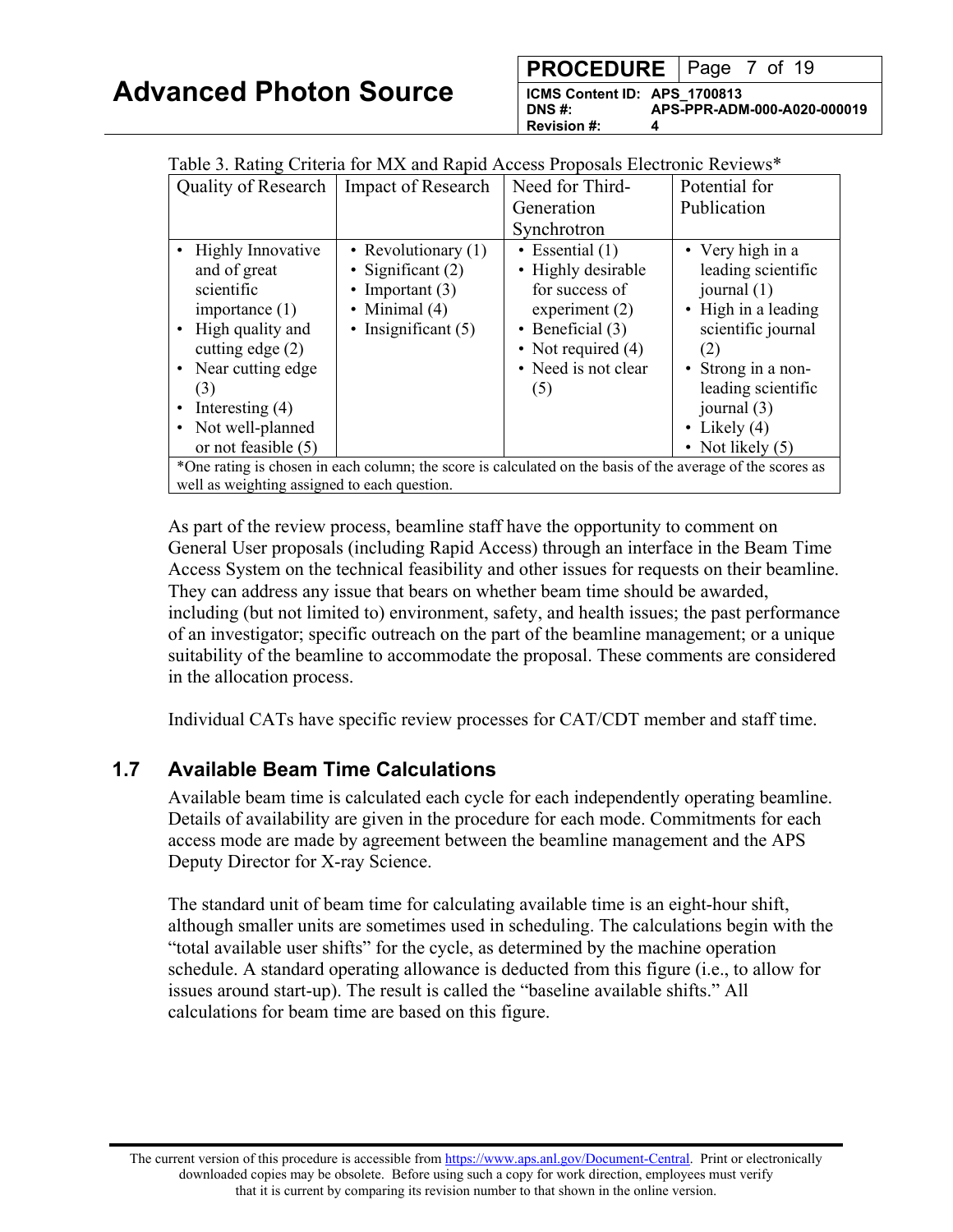Table 3. Rating Criteria for MX and Rapid Access Proposals Electronic Reviews*

| Quality of Research | Impact of Research | Need for Third-Generation Synchrotron | Potential for Publication |
|---|---|---|---|
| • Highly Innovative and of great scientific importance (1)<br>• High quality and cutting edge (2)<br>• Near cutting edge (3)<br>• Interesting (4)<br>• Not well-planned or not feasible (5) | • Revolutionary (1)<br>• Significant (2)<br>• Important (3)<br>• Minimal (4)<br>• Insignificant (5) | • Essential (1)<br>• Highly desirable for success of experiment (2)<br>• Beneficial (3)<br>• Not required (4)<br>• Need is not clear (5) | • Very high in a leading scientific journal (1)<br>• High in a leading scientific journal (2)<br>• Strong in a non-leading scientific journal (3)<br>• Likely (4)<br>• Not likely (5) |

*One rating is chosen in each column; the score is calculated on the basis of the average of the scores as well as weighting assigned to each question.

As part of the review process, beamline staff have the opportunity to comment on General User proposals (including Rapid Access) through an interface in the Beam Time Access System on the technical feasibility and other issues for requests on their beamline. They can address any issue that bears on whether beam time should be awarded, including (but not limited to) environment, safety, and health issues; the past performance of an investigator; specific outreach on the part of the beamline management; or a unique suitability of the beamline to accommodate the proposal. These comments are considered in the allocation process.

Individual CATs have specific review processes for CAT/CDT member and staff time.

## 1.7 Available Beam Time Calculations

Available beam time is calculated each cycle for each independently operating beamline. Details of availability are given in the procedure for each mode. Commitments for each access mode are made by agreement between the beamline management and the APS Deputy Director for X-ray Science.

The standard unit of beam time for calculating available time is an eight-hour shift, although smaller units are sometimes used in scheduling. The calculations begin with the "total available user shifts" for the cycle, as determined by the machine operation schedule. A standard operating allowance is deducted from this figure (i.e., to allow for issues around start-up). The result is called the "baseline available shifts." All calculations for beam time are based on this figure.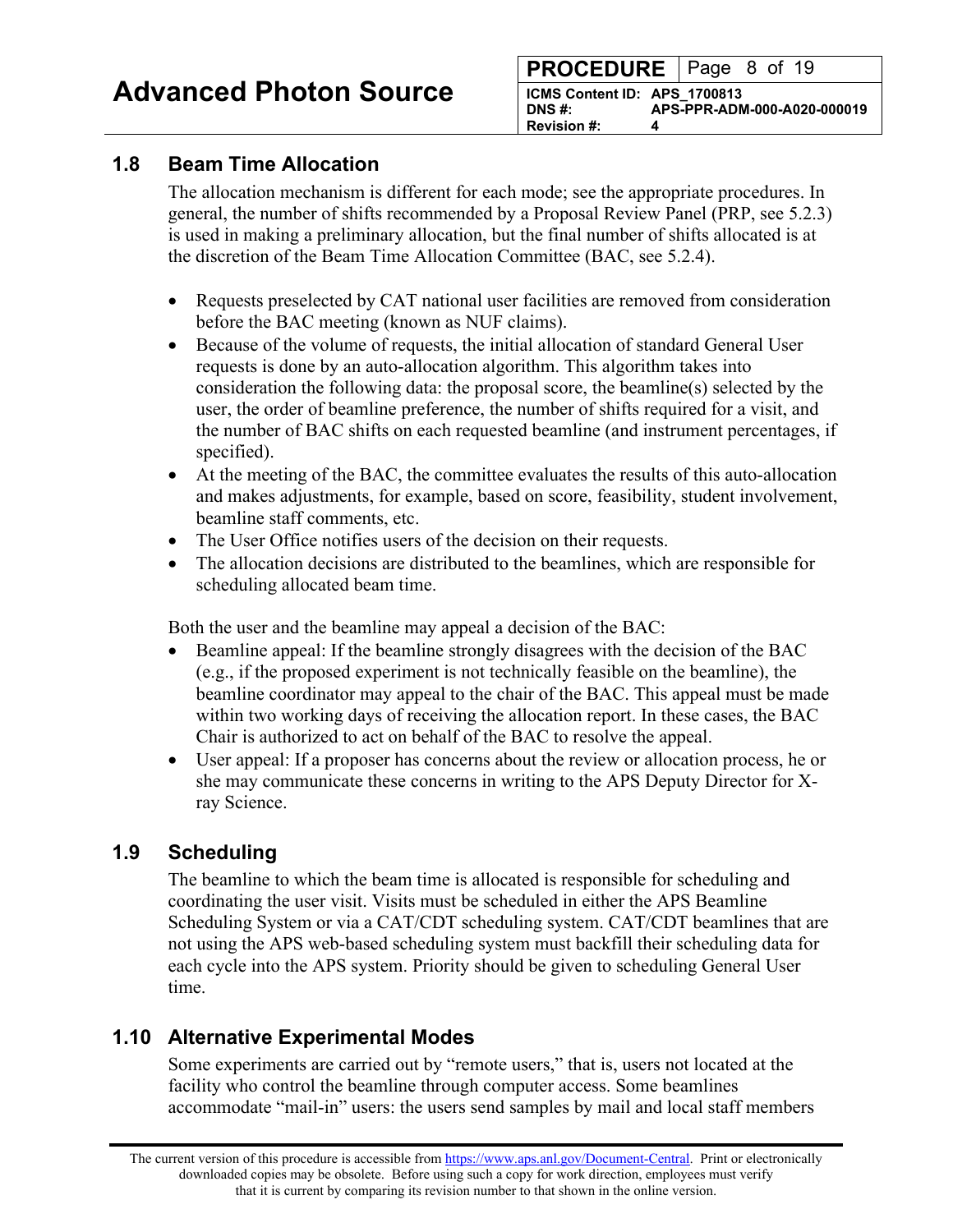## 1.8 Beam Time Allocation

The allocation mechanism is different for each mode; see the appropriate procedures. In general, the number of shifts recommended by a Proposal Review Panel (PRP, see 5.2.3) is used in making a preliminary allocation, but the final number of shifts allocated is at the discretion of the Beam Time Allocation Committee (BAC, see 5.2.4).

- Requests preselected by CAT national user facilities are removed from consideration before the BAC meeting (known as NUF claims).
- Because of the volume of requests, the initial allocation of standard General User requests is done by an auto-allocation algorithm. This algorithm takes into consideration the following data: the proposal score, the beamline(s) selected by the user, the order of beamline preference, the number of shifts required for a visit, and the number of BAC shifts on each requested beamline (and instrument percentages, if specified).
- At the meeting of the BAC, the committee evaluates the results of this auto-allocation and makes adjustments, for example, based on score, feasibility, student involvement, beamline staff comments, etc.
- The User Office notifies users of the decision on their requests.
- The allocation decisions are distributed to the beamlines, which are responsible for scheduling allocated beam time.

Both the user and the beamline may appeal a decision of the BAC:

- Beamline appeal: If the beamline strongly disagrees with the decision of the BAC (e.g., if the proposed experiment is not technically feasible on the beamline), the beamline coordinator may appeal to the chair of the BAC. This appeal must be made within two working days of receiving the allocation report. In these cases, the BAC Chair is authorized to act on behalf of the BAC to resolve the appeal.
- User appeal: If a proposer has concerns about the review or allocation process, he or she may communicate these concerns in writing to the APS Deputy Director for X-ray Science.

## 1.9 Scheduling

The beamline to which the beam time is allocated is responsible for scheduling and coordinating the user visit. Visits must be scheduled in either the APS Beamline Scheduling System or via a CAT/CDT scheduling system. CAT/CDT beamlines that are not using the APS web-based scheduling system must backfill their scheduling data for each cycle into the APS system. Priority should be given to scheduling General User time.

## 1.10 Alternative Experimental Modes

Some experiments are carried out by "remote users," that is, users not located at the facility who control the beamline through computer access. Some beamlines accommodate "mail-in" users: the users send samples by mail and local staff members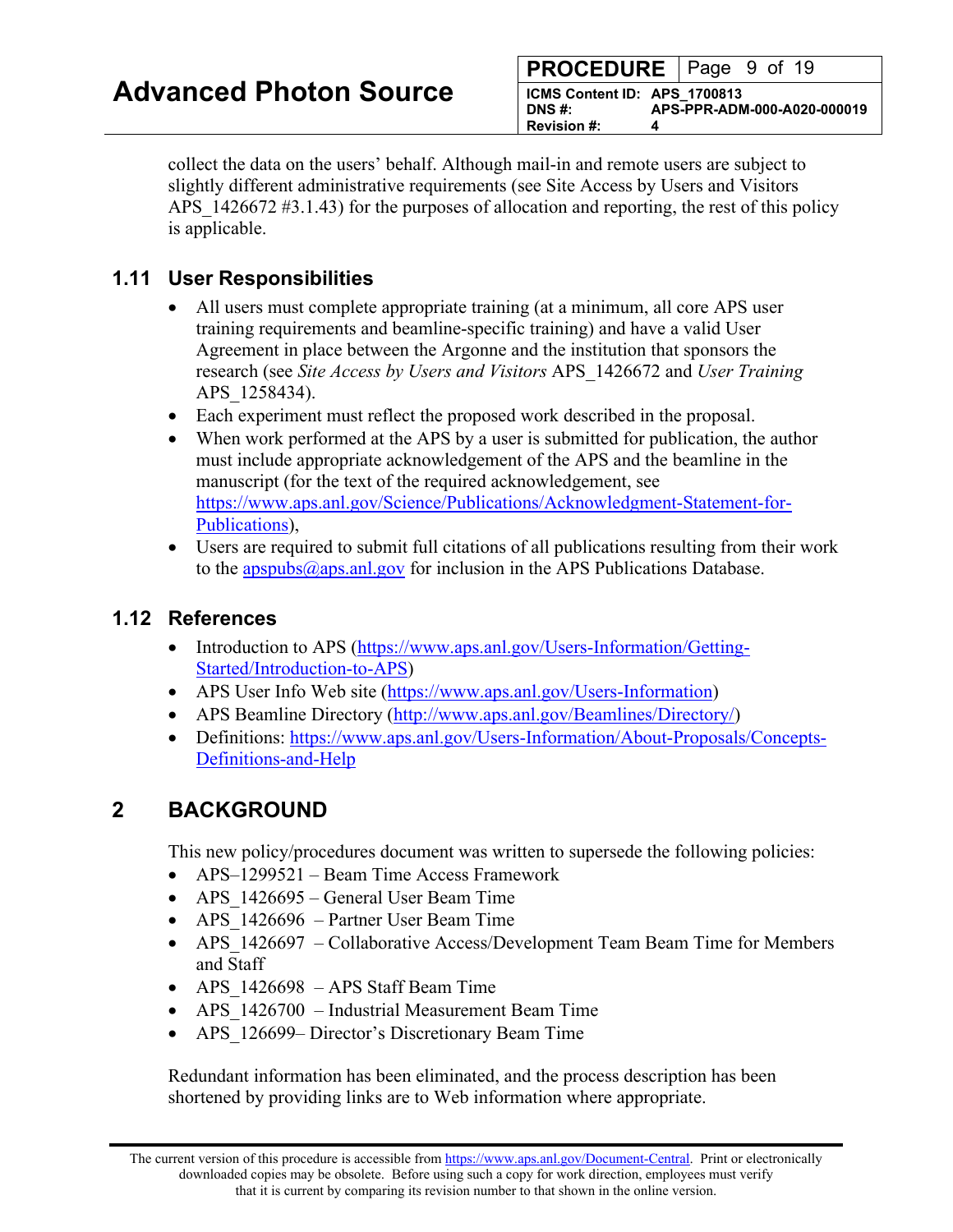collect the data on the users' behalf. Although mail-in and remote users are subject to slightly different administrative requirements (see Site Access by Users and Visitors APS_1426672 #3.1.43) for the purposes of allocation and reporting, the rest of this policy is applicable.

### 1.11 User Responsibilities

- All users must complete appropriate training (at a minimum, all core APS user training requirements and beamline-specific training) and have a valid User Agreement in place between the Argonne and the institution that sponsors the research (see *Site Access by Users and Visitors* APS_1426672 and *User Training* APS_1258434).
- Each experiment must reflect the proposed work described in the proposal.
- When work performed at the APS by a user is submitted for publication, the author must include appropriate acknowledgement of the APS and the beamline in the manuscript (for the text of the required acknowledgement, see [https://www.aps.anl.gov/Science/Publications/Acknowledgment-Statement-for-Publications](https://www.aps.anl.gov/Science/Publications/Acknowledgment-Statement-for-Publications)),
- Users are required to submit full citations of all publications resulting from their work to the [apspubs@aps.anl.gov](mailto:apspubs@aps.anl.gov) for inclusion in the APS Publications Database.

### 1.12 References

- Introduction to APS ([https://www.aps.anl.gov/Users-Information/Getting-Started/Introduction-to-APS](https://www.aps.anl.gov/Users-Information/Getting-Started/Introduction-to-APS))
- APS User Info Web site ([https://www.aps.anl.gov/Users-Information](https://www.aps.anl.gov/Users-Information))
- APS Beamline Directory ([http://www.aps.anl.gov/Beamlines/Directory/](http://www.aps.anl.gov/Beamlines/Directory/))
- Definitions: [https://www.aps.anl.gov/Users-Information/About-Proposals/Concepts-Definitions-and-Help](https://www.aps.anl.gov/Users-Information/About-Proposals/Concepts-Definitions-and-Help)

## 2 BACKGROUND

This new policy/procedures document was written to supersede the following policies:

- APS–1299521 – Beam Time Access Framework
- APS_1426695 – General User Beam Time
- APS_1426696 – Partner User Beam Time
- APS_1426697 – Collaborative Access/Development Team Beam Time for Members and Staff
- APS_1426698 – APS Staff Beam Time
- APS_1426700 – Industrial Measurement Beam Time
- APS_126699– Director's Discretionary Beam Time

Redundant information has been eliminated, and the process description has been shortened by providing links are to Web information where appropriate.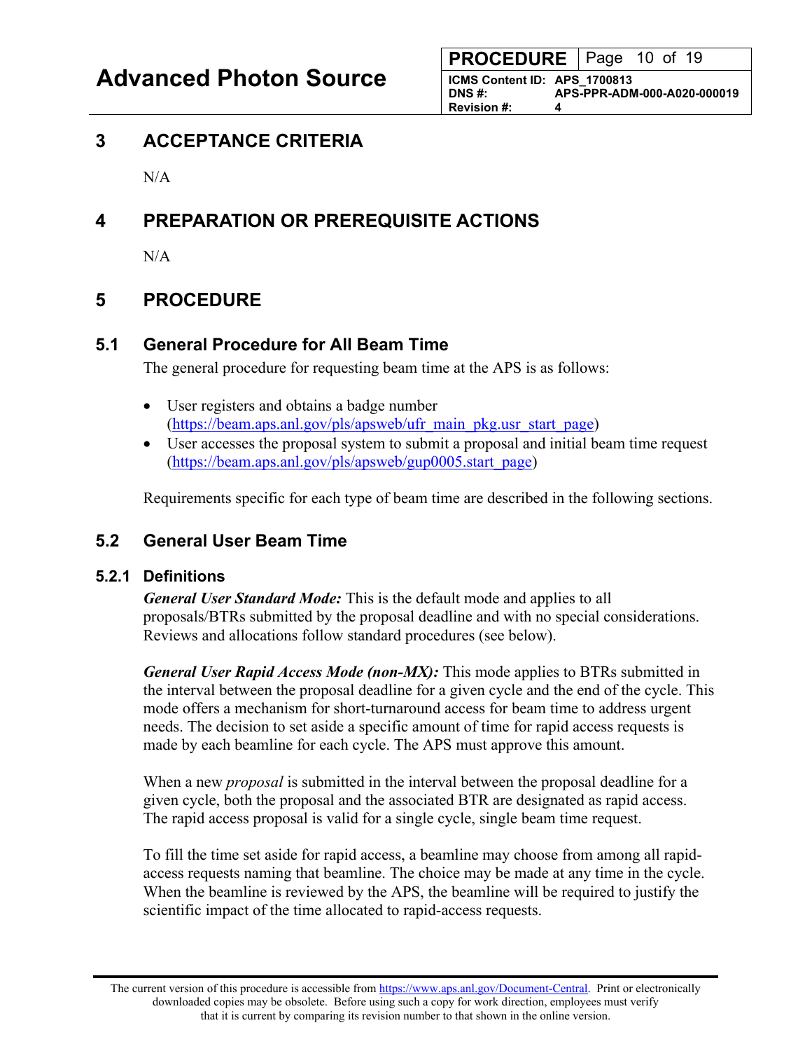# 3 ACCEPTANCE CRITERIA

N/A

# 4 PREPARATION OR PREREQUISITE ACTIONS

N/A

# 5 PROCEDURE

## 5.1 General Procedure for All Beam Time

The general procedure for requesting beam time at the APS is as follows:

- User registers and obtains a badge number (https://beam.aps.anl.gov/pls/apsweb/ufr_main_pkg.usr_start_page)
- User accesses the proposal system to submit a proposal and initial beam time request (https://beam.aps.anl.gov/pls/apsweb/gup0005.start_page)

Requirements specific for each type of beam time are described in the following sections.

## 5.2 General User Beam Time

### 5.2.1 Definitions

***General User Standard Mode:*** This is the default mode and applies to all proposals/BTRs submitted by the proposal deadline and with no special considerations. Reviews and allocations follow standard procedures (see below).

***General User Rapid Access Mode (non-MX):*** This mode applies to BTRs submitted in the interval between the proposal deadline for a given cycle and the end of the cycle. This mode offers a mechanism for short-turnaround access for beam time to address urgent needs. The decision to set aside a specific amount of time for rapid access requests is made by each beamline for each cycle. The APS must approve this amount.

When a new *proposal* is submitted in the interval between the proposal deadline for a given cycle, both the proposal and the associated BTR are designated as rapid access. The rapid access proposal is valid for a single cycle, single beam time request.

To fill the time set aside for rapid access, a beamline may choose from among all rapid-access requests naming that beamline. The choice may be made at any time in the cycle. When the beamline is reviewed by the APS, the beamline will be required to justify the scientific impact of the time allocated to rapid-access requests.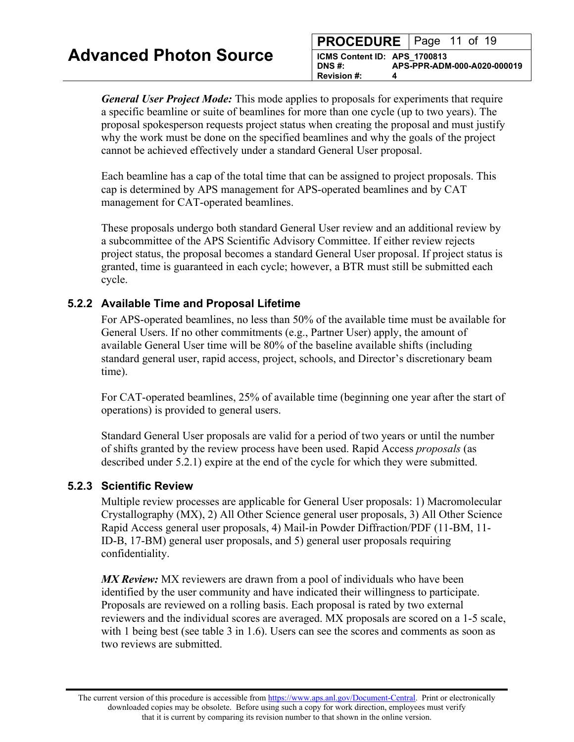***General User Project Mode:*** This mode applies to proposals for experiments that require a specific beamline or suite of beamlines for more than one cycle (up to two years). The proposal spokesperson requests project status when creating the proposal and must justify why the work must be done on the specified beamlines and why the goals of the project cannot be achieved effectively under a standard General User proposal.

Each beamline has a cap of the total time that can be assigned to project proposals. This cap is determined by APS management for APS-operated beamlines and by CAT management for CAT-operated beamlines.

These proposals undergo both standard General User review and an additional review by a subcommittee of the APS Scientific Advisory Committee. If either review rejects project status, the proposal becomes a standard General User proposal. If project status is granted, time is guaranteed in each cycle; however, a BTR must still be submitted each cycle.

### 5.2.2 Available Time and Proposal Lifetime

For APS-operated beamlines, no less than 50% of the available time must be available for General Users. If no other commitments (e.g., Partner User) apply, the amount of available General User time will be 80% of the baseline available shifts (including standard general user, rapid access, project, schools, and Director's discretionary beam time).

For CAT-operated beamlines, 25% of available time (beginning one year after the start of operations) is provided to general users.

Standard General User proposals are valid for a period of two years or until the number of shifts granted by the review process have been used. Rapid Access *proposals* (as described under 5.2.1) expire at the end of the cycle for which they were submitted.

### 5.2.3 Scientific Review

Multiple review processes are applicable for General User proposals: 1) Macromolecular Crystallography (MX), 2) All Other Science general user proposals, 3) All Other Science Rapid Access general user proposals, 4) Mail-in Powder Diffraction/PDF (11-BM, 11-ID-B, 17-BM) general user proposals, and 5) general user proposals requiring confidentiality.

***MX Review:*** MX reviewers are drawn from a pool of individuals who have been identified by the user community and have indicated their willingness to participate. Proposals are reviewed on a rolling basis. Each proposal is rated by two external reviewers and the individual scores are averaged. MX proposals are scored on a 1-5 scale, with 1 being best (see table 3 in 1.6). Users can see the scores and comments as soon as two reviews are submitted.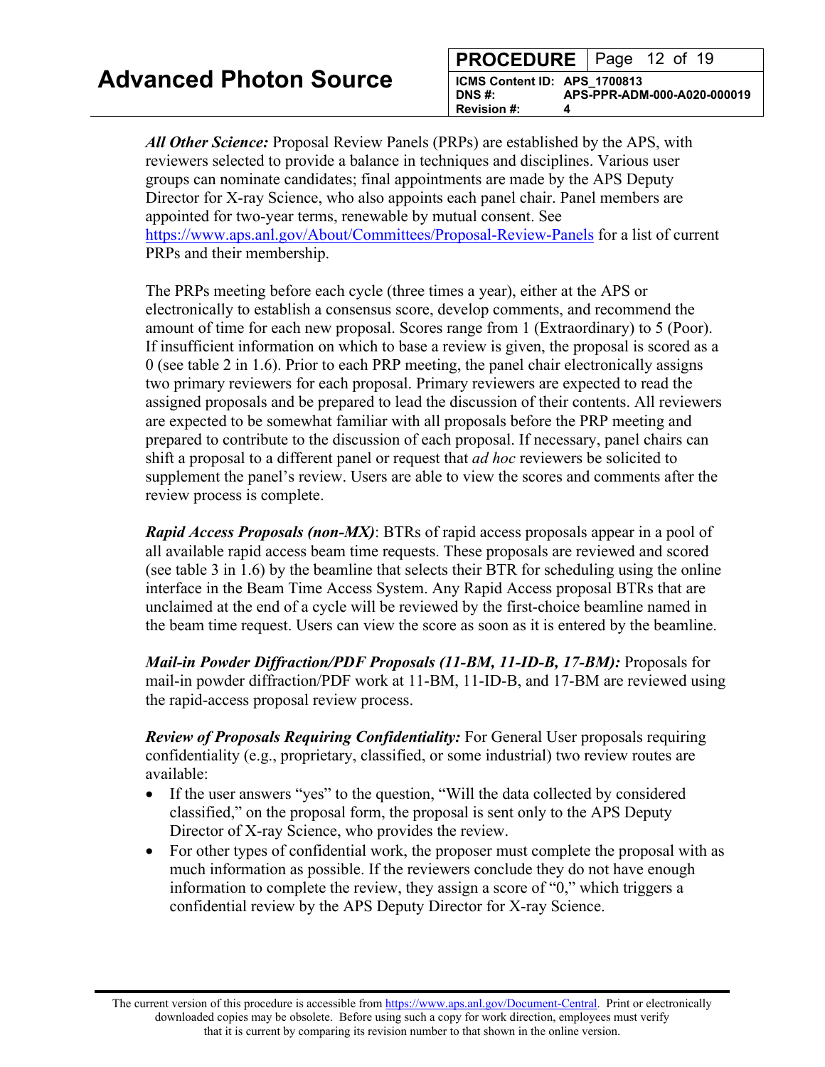***All Other Science:*** Proposal Review Panels (PRPs) are established by the APS, with reviewers selected to provide a balance in techniques and disciplines. Various user groups can nominate candidates; final appointments are made by the APS Deputy Director for X-ray Science, who also appoints each panel chair. Panel members are appointed for two-year terms, renewable by mutual consent. See https://www.aps.anl.gov/About/Committees/Proposal-Review-Panels for a list of current PRPs and their membership.

The PRPs meeting before each cycle (three times a year), either at the APS or electronically to establish a consensus score, develop comments, and recommend the amount of time for each new proposal. Scores range from 1 (Extraordinary) to 5 (Poor). If insufficient information on which to base a review is given, the proposal is scored as a 0 (see table 2 in 1.6). Prior to each PRP meeting, the panel chair electronically assigns two primary reviewers for each proposal. Primary reviewers are expected to read the assigned proposals and be prepared to lead the discussion of their contents. All reviewers are expected to be somewhat familiar with all proposals before the PRP meeting and prepared to contribute to the discussion of each proposal. If necessary, panel chairs can shift a proposal to a different panel or request that *ad hoc* reviewers be solicited to supplement the panel's review. Users are able to view the scores and comments after the review process is complete.

***Rapid Access Proposals (non-MX)***: BTRs of rapid access proposals appear in a pool of all available rapid access beam time requests. These proposals are reviewed and scored (see table 3 in 1.6) by the beamline that selects their BTR for scheduling using the online interface in the Beam Time Access System. Any Rapid Access proposal BTRs that are unclaimed at the end of a cycle will be reviewed by the first-choice beamline named in the beam time request. Users can view the score as soon as it is entered by the beamline.

***Mail-in Powder Diffraction/PDF Proposals (11-BM, 11-ID-B, 17-BM):*** Proposals for mail-in powder diffraction/PDF work at 11-BM, 11-ID-B, and 17-BM are reviewed using the rapid-access proposal review process.

***Review of Proposals Requiring Confidentiality:*** For General User proposals requiring confidentiality (e.g., proprietary, classified, or some industrial) two review routes are available:

- If the user answers "yes" to the question, "Will the data collected by considered classified," on the proposal form, the proposal is sent only to the APS Deputy Director of X-ray Science, who provides the review.
- For other types of confidential work, the proposer must complete the proposal with as much information as possible. If the reviewers conclude they do not have enough information to complete the review, they assign a score of "0," which triggers a confidential review by the APS Deputy Director for X-ray Science.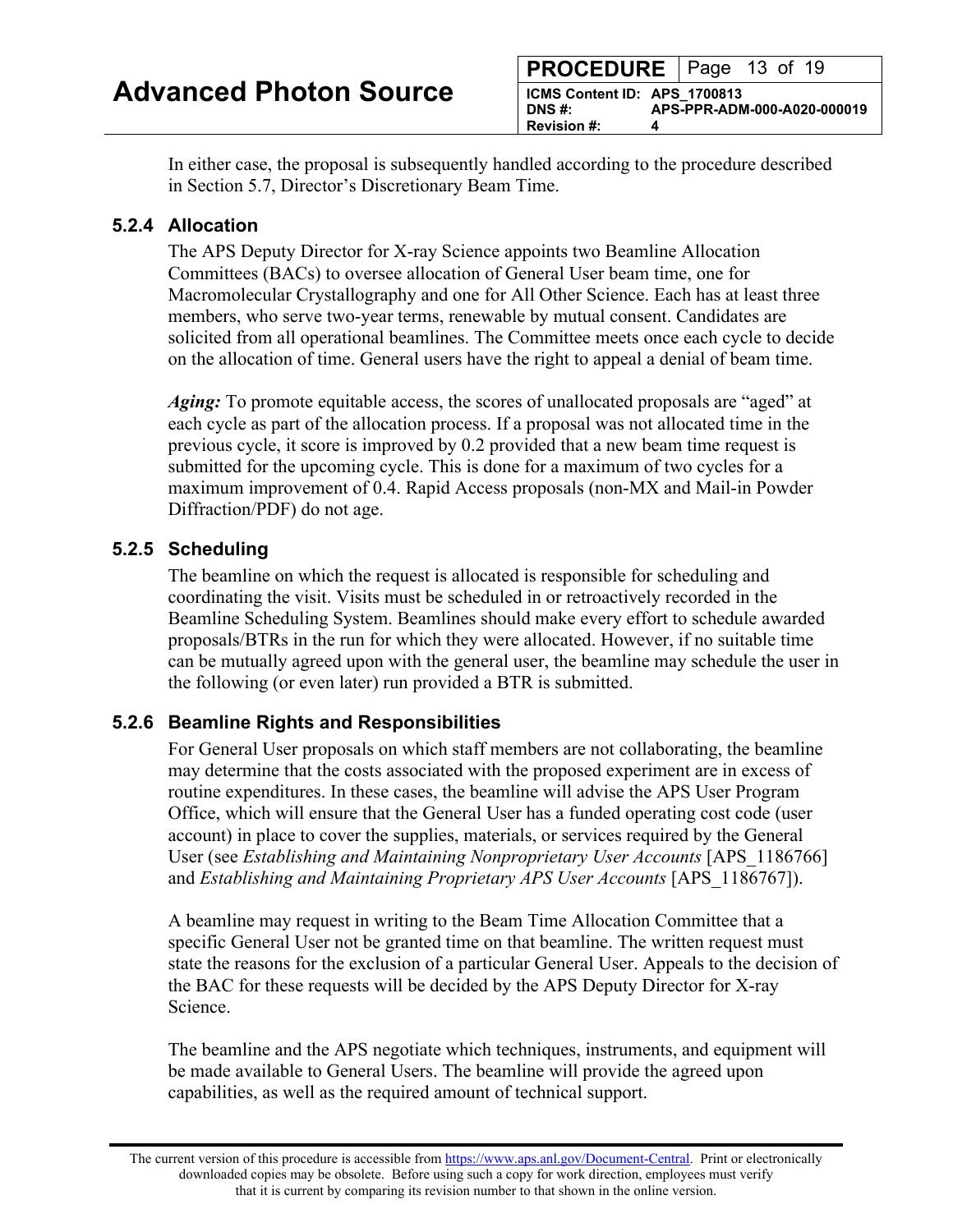In either case, the proposal is subsequently handled according to the procedure described in Section 5.7, Director's Discretionary Beam Time.

### 5.2.4 Allocation

The APS Deputy Director for X-ray Science appoints two Beamline Allocation Committees (BACs) to oversee allocation of General User beam time, one for Macromolecular Crystallography and one for All Other Science. Each has at least three members, who serve two-year terms, renewable by mutual consent. Candidates are solicited from all operational beamlines. The Committee meets once each cycle to decide on the allocation of time. General users have the right to appeal a denial of beam time.

***Aging:*** To promote equitable access, the scores of unallocated proposals are "aged" at each cycle as part of the allocation process. If a proposal was not allocated time in the previous cycle, it score is improved by 0.2 provided that a new beam time request is submitted for the upcoming cycle. This is done for a maximum of two cycles for a maximum improvement of 0.4. Rapid Access proposals (non-MX and Mail-in Powder Diffraction/PDF) do not age.

### 5.2.5 Scheduling

The beamline on which the request is allocated is responsible for scheduling and coordinating the visit. Visits must be scheduled in or retroactively recorded in the Beamline Scheduling System. Beamlines should make every effort to schedule awarded proposals/BTRs in the run for which they were allocated. However, if no suitable time can be mutually agreed upon with the general user, the beamline may schedule the user in the following (or even later) run provided a BTR is submitted.

### 5.2.6 Beamline Rights and Responsibilities

For General User proposals on which staff members are not collaborating, the beamline may determine that the costs associated with the proposed experiment are in excess of routine expenditures. In these cases, the beamline will advise the APS User Program Office, which will ensure that the General User has a funded operating cost code (user account) in place to cover the supplies, materials, or services required by the General User (see *Establishing and Maintaining Nonproprietary User Accounts* [APS_1186766] and *Establishing and Maintaining Proprietary APS User Accounts* [APS_1186767]).

A beamline may request in writing to the Beam Time Allocation Committee that a specific General User not be granted time on that beamline. The written request must state the reasons for the exclusion of a particular General User. Appeals to the decision of the BAC for these requests will be decided by the APS Deputy Director for X-ray Science.

The beamline and the APS negotiate which techniques, instruments, and equipment will be made available to General Users. The beamline will provide the agreed upon capabilities, as well as the required amount of technical support.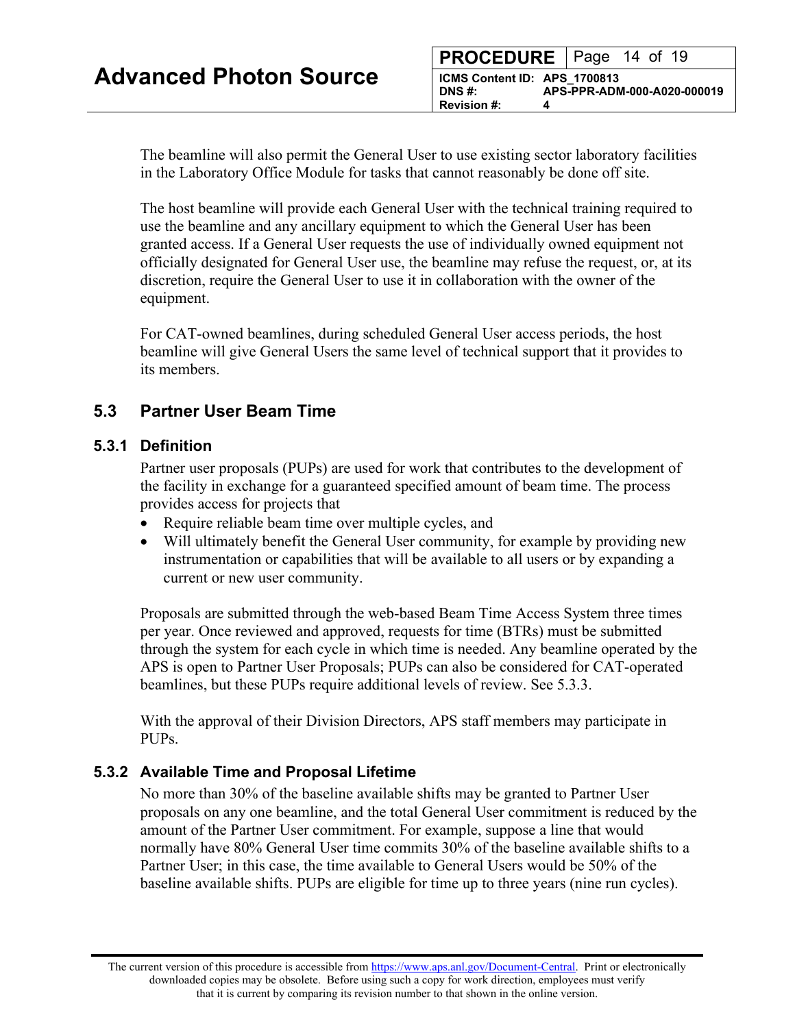The beamline will also permit the General User to use existing sector laboratory facilities in the Laboratory Office Module for tasks that cannot reasonably be done off site.

The host beamline will provide each General User with the technical training required to use the beamline and any ancillary equipment to which the General User has been granted access. If a General User requests the use of individually owned equipment not officially designated for General User use, the beamline may refuse the request, or, at its discretion, require the General User to use it in collaboration with the owner of the equipment.

For CAT-owned beamlines, during scheduled General User access periods, the host beamline will give General Users the same level of technical support that it provides to its members.

## 5.3 Partner User Beam Time

### 5.3.1 Definition

Partner user proposals (PUPs) are used for work that contributes to the development of the facility in exchange for a guaranteed specified amount of beam time. The process provides access for projects that

- Require reliable beam time over multiple cycles, and
- Will ultimately benefit the General User community, for example by providing new instrumentation or capabilities that will be available to all users or by expanding a current or new user community.

Proposals are submitted through the web-based Beam Time Access System three times per year. Once reviewed and approved, requests for time (BTRs) must be submitted through the system for each cycle in which time is needed. Any beamline operated by the APS is open to Partner User Proposals; PUPs can also be considered for CAT-operated beamlines, but these PUPs require additional levels of review. See 5.3.3.

With the approval of their Division Directors, APS staff members may participate in PUPs.

### 5.3.2 Available Time and Proposal Lifetime

No more than 30% of the baseline available shifts may be granted to Partner User proposals on any one beamline, and the total General User commitment is reduced by the amount of the Partner User commitment. For example, suppose a line that would normally have 80% General User time commits 30% of the baseline available shifts to a Partner User; in this case, the time available to General Users would be 50% of the baseline available shifts. PUPs are eligible for time up to three years (nine run cycles).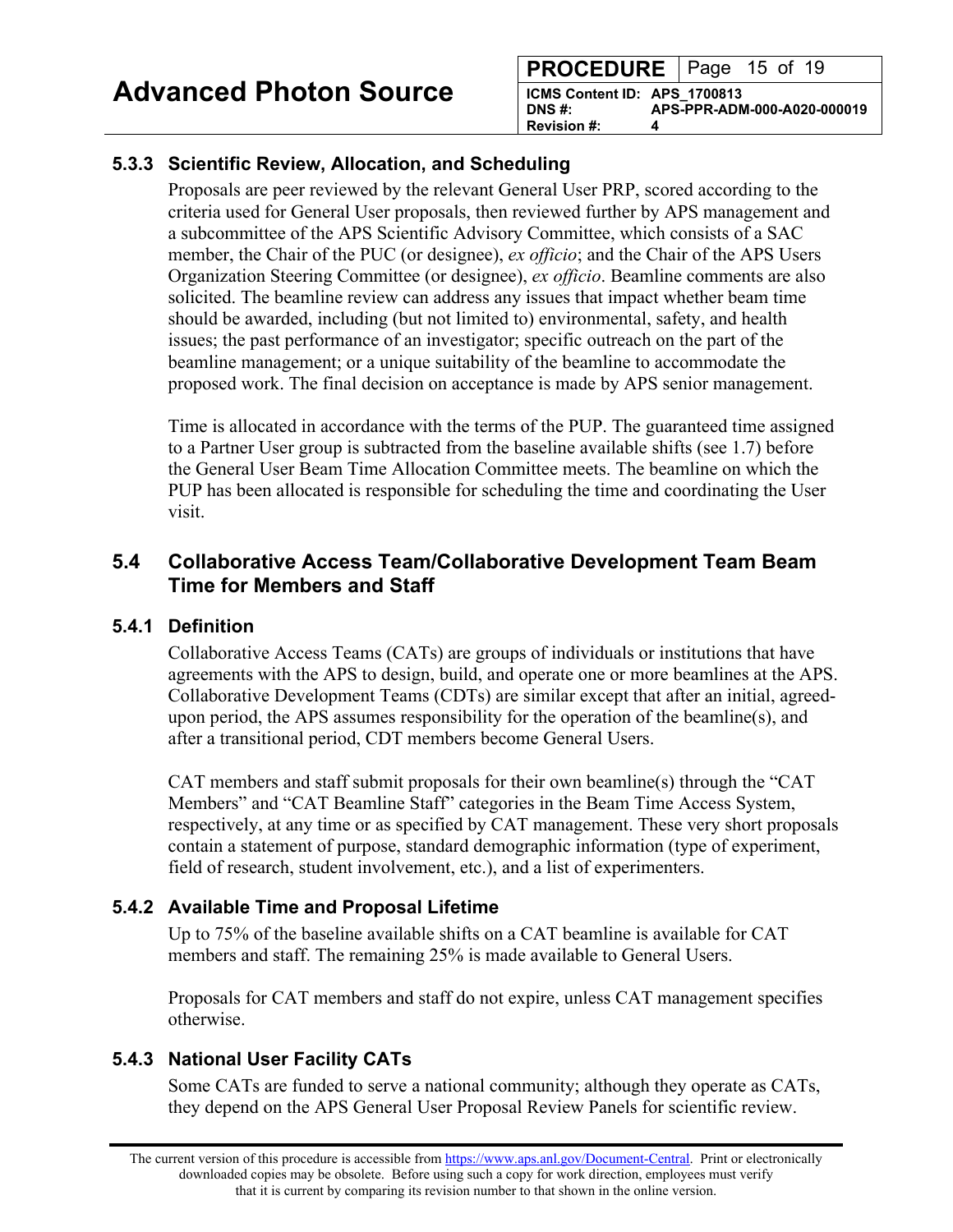### 5.3.3 Scientific Review, Allocation, and Scheduling

Proposals are peer reviewed by the relevant General User PRP, scored according to the criteria used for General User proposals, then reviewed further by APS management and a subcommittee of the APS Scientific Advisory Committee, which consists of a SAC member, the Chair of the PUC (or designee), *ex officio*; and the Chair of the APS Users Organization Steering Committee (or designee), *ex officio*. Beamline comments are also solicited. The beamline review can address any issues that impact whether beam time should be awarded, including (but not limited to) environmental, safety, and health issues; the past performance of an investigator; specific outreach on the part of the beamline management; or a unique suitability of the beamline to accommodate the proposed work. The final decision on acceptance is made by APS senior management.

Time is allocated in accordance with the terms of the PUP. The guaranteed time assigned to a Partner User group is subtracted from the baseline available shifts (see 1.7) before the General User Beam Time Allocation Committee meets. The beamline on which the PUP has been allocated is responsible for scheduling the time and coordinating the User visit.

## 5.4 Collaborative Access Team/Collaborative Development Team Beam Time for Members and Staff

### 5.4.1 Definition

Collaborative Access Teams (CATs) are groups of individuals or institutions that have agreements with the APS to design, build, and operate one or more beamlines at the APS. Collaborative Development Teams (CDTs) are similar except that after an initial, agreed-upon period, the APS assumes responsibility for the operation of the beamline(s), and after a transitional period, CDT members become General Users.

CAT members and staff submit proposals for their own beamline(s) through the “CAT Members” and “CAT Beamline Staff” categories in the Beam Time Access System, respectively, at any time or as specified by CAT management. These very short proposals contain a statement of purpose, standard demographic information (type of experiment, field of research, student involvement, etc.), and a list of experimenters.

### 5.4.2 Available Time and Proposal Lifetime

Up to 75% of the baseline available shifts on a CAT beamline is available for CAT members and staff. The remaining 25% is made available to General Users.

Proposals for CAT members and staff do not expire, unless CAT management specifies otherwise.

### 5.4.3 National User Facility CATs

Some CATs are funded to serve a national community; although they operate as CATs, they depend on the APS General User Proposal Review Panels for scientific review.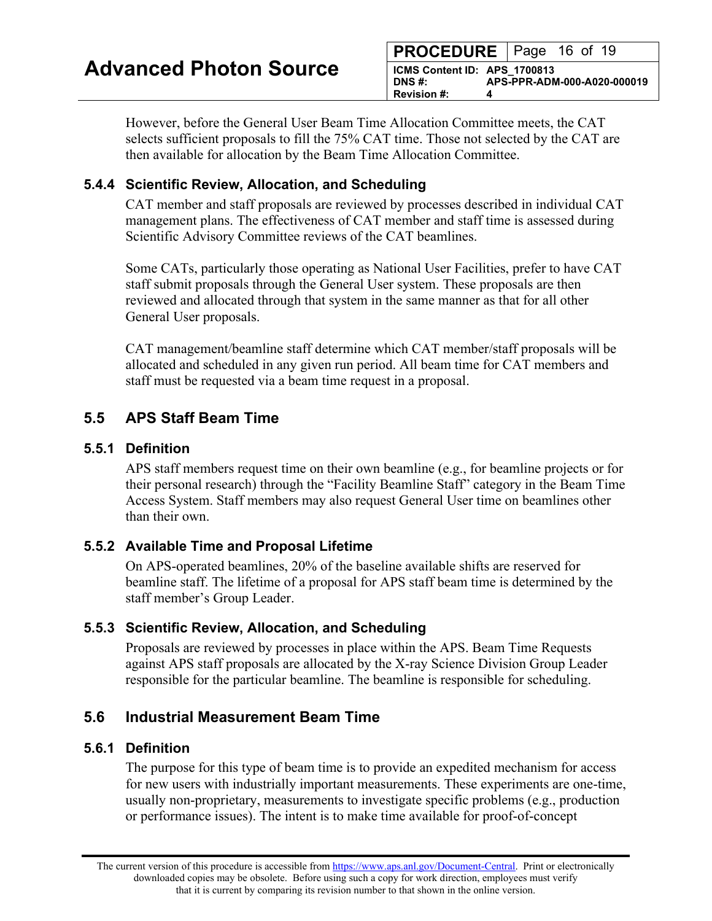However, before the General User Beam Time Allocation Committee meets, the CAT selects sufficient proposals to fill the 75% CAT time. Those not selected by the CAT are then available for allocation by the Beam Time Allocation Committee.

### 5.4.4 Scientific Review, Allocation, and Scheduling

CAT member and staff proposals are reviewed by processes described in individual CAT management plans. The effectiveness of CAT member and staff time is assessed during Scientific Advisory Committee reviews of the CAT beamlines.

Some CATs, particularly those operating as National User Facilities, prefer to have CAT staff submit proposals through the General User system. These proposals are then reviewed and allocated through that system in the same manner as that for all other General User proposals.

CAT management/beamline staff determine which CAT member/staff proposals will be allocated and scheduled in any given run period. All beam time for CAT members and staff must be requested via a beam time request in a proposal.

## 5.5 APS Staff Beam Time

### 5.5.1 Definition

APS staff members request time on their own beamline (e.g., for beamline projects or for their personal research) through the "Facility Beamline Staff" category in the Beam Time Access System. Staff members may also request General User time on beamlines other than their own.

### 5.5.2 Available Time and Proposal Lifetime

On APS-operated beamlines, 20% of the baseline available shifts are reserved for beamline staff. The lifetime of a proposal for APS staff beam time is determined by the staff member's Group Leader.

### 5.5.3 Scientific Review, Allocation, and Scheduling

Proposals are reviewed by processes in place within the APS. Beam Time Requests against APS staff proposals are allocated by the X-ray Science Division Group Leader responsible for the particular beamline. The beamline is responsible for scheduling.

## 5.6 Industrial Measurement Beam Time

### 5.6.1 Definition

The purpose for this type of beam time is to provide an expedited mechanism for access for new users with industrially important measurements. These experiments are one-time, usually non-proprietary, measurements to investigate specific problems (e.g., production or performance issues). The intent is to make time available for proof-of-concept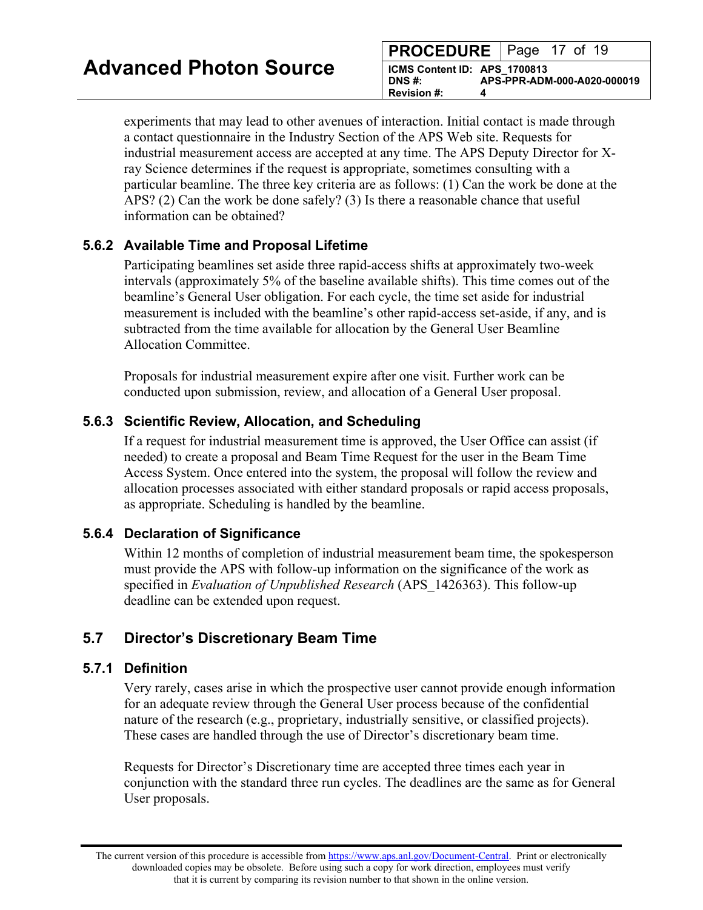experiments that may lead to other avenues of interaction. Initial contact is made through a contact questionnaire in the Industry Section of the APS Web site. Requests for industrial measurement access are accepted at any time. The APS Deputy Director for X-ray Science determines if the request is appropriate, sometimes consulting with a particular beamline. The three key criteria are as follows: (1) Can the work be done at the APS? (2) Can the work be done safely? (3) Is there a reasonable chance that useful information can be obtained?

### 5.6.2 Available Time and Proposal Lifetime

Participating beamlines set aside three rapid-access shifts at approximately two-week intervals (approximately 5% of the baseline available shifts). This time comes out of the beamline's General User obligation. For each cycle, the time set aside for industrial measurement is included with the beamline's other rapid-access set-aside, if any, and is subtracted from the time available for allocation by the General User Beamline Allocation Committee.

Proposals for industrial measurement expire after one visit. Further work can be conducted upon submission, review, and allocation of a General User proposal.

### 5.6.3 Scientific Review, Allocation, and Scheduling

If a request for industrial measurement time is approved, the User Office can assist (if needed) to create a proposal and Beam Time Request for the user in the Beam Time Access System. Once entered into the system, the proposal will follow the review and allocation processes associated with either standard proposals or rapid access proposals, as appropriate. Scheduling is handled by the beamline.

### 5.6.4 Declaration of Significance

Within 12 months of completion of industrial measurement beam time, the spokesperson must provide the APS with follow-up information on the significance of the work as specified in *Evaluation of Unpublished Research* (APS_1426363). This follow-up deadline can be extended upon request.

## 5.7 Director's Discretionary Beam Time

### 5.7.1 Definition

Very rarely, cases arise in which the prospective user cannot provide enough information for an adequate review through the General User process because of the confidential nature of the research (e.g., proprietary, industrially sensitive, or classified projects). These cases are handled through the use of Director's discretionary beam time.

Requests for Director's Discretionary time are accepted three times each year in conjunction with the standard three run cycles. The deadlines are the same as for General User proposals.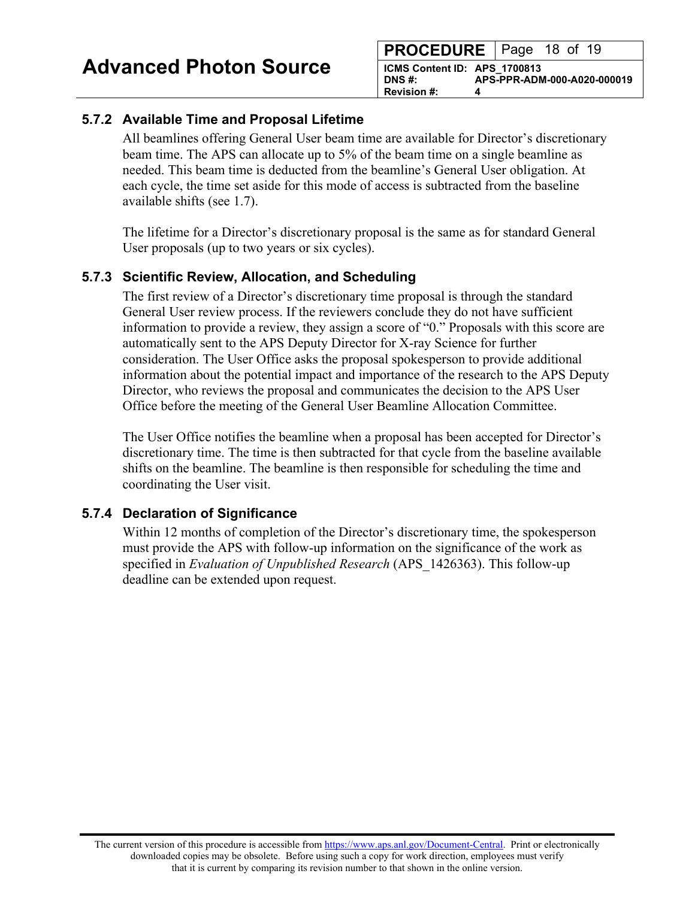### 5.7.2 Available Time and Proposal Lifetime

All beamlines offering General User beam time are available for Director's discretionary beam time. The APS can allocate up to 5% of the beam time on a single beamline as needed. This beam time is deducted from the beamline's General User obligation. At each cycle, the time set aside for this mode of access is subtracted from the baseline available shifts (see 1.7).

The lifetime for a Director's discretionary proposal is the same as for standard General User proposals (up to two years or six cycles).

### 5.7.3 Scientific Review, Allocation, and Scheduling

The first review of a Director's discretionary time proposal is through the standard General User review process. If the reviewers conclude they do not have sufficient information to provide a review, they assign a score of "0." Proposals with this score are automatically sent to the APS Deputy Director for X-ray Science for further consideration. The User Office asks the proposal spokesperson to provide additional information about the potential impact and importance of the research to the APS Deputy Director, who reviews the proposal and communicates the decision to the APS User Office before the meeting of the General User Beamline Allocation Committee.

The User Office notifies the beamline when a proposal has been accepted for Director's discretionary time. The time is then subtracted for that cycle from the baseline available shifts on the beamline. The beamline is then responsible for scheduling the time and coordinating the User visit.

### 5.7.4 Declaration of Significance

Within 12 months of completion of the Director's discretionary time, the spokesperson must provide the APS with follow-up information on the significance of the work as specified in *Evaluation of Unpublished Research* (APS_1426363). This follow-up deadline can be extended upon request.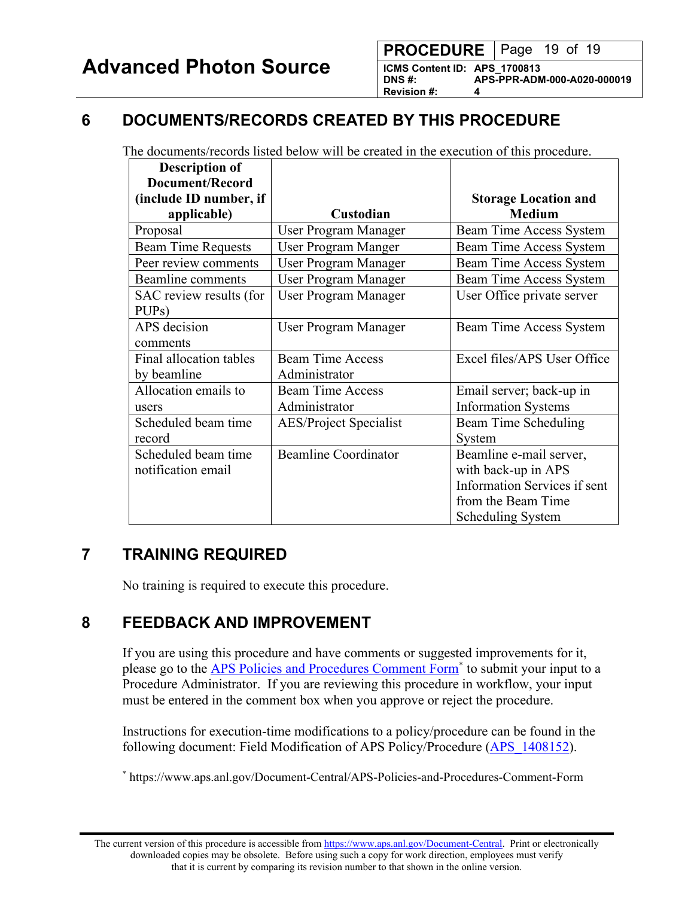## 6 DOCUMENTS/RECORDS CREATED BY THIS PROCEDURE

The documents/records listed below will be created in the execution of this procedure.

| Description of Document/Record (include ID number, if applicable) | Custodian | Storage Location and Medium |
|---|---|---|
| Proposal | User Program Manager | Beam Time Access System |
| Beam Time Requests | User Program Manger | Beam Time Access System |
| Peer review comments | User Program Manager | Beam Time Access System |
| Beamline comments | User Program Manager | Beam Time Access System |
| SAC review results (for PUPs) | User Program Manager | User Office private server |
| APS decision comments | User Program Manager | Beam Time Access System |
| Final allocation tables by beamline | Beam Time Access Administrator | Excel files/APS User Office |
| Allocation emails to users | Beam Time Access Administrator | Email server; back-up in Information Systems |
| Scheduled beam time record | AES/Project Specialist | Beam Time Scheduling System |
| Scheduled beam time notification email | Beamline Coordinator | Beamline e-mail server, with back-up in APS Information Services if sent from the Beam Time Scheduling System |

## 7 TRAINING REQUIRED

No training is required to execute this procedure.

## 8 FEEDBACK AND IMPROVEMENT

If you are using this procedure and have comments or suggested improvements for it, please go to the APS Policies and Procedures Comment Form* to submit your input to a Procedure Administrator. If you are reviewing this procedure in workflow, your input must be entered in the comment box when you approve or reject the procedure.

Instructions for execution-time modifications to a policy/procedure can be found in the following document: Field Modification of APS Policy/Procedure (APS_1408152).

* https://www.aps.anl.gov/Document-Central/APS-Policies-and-Procedures-Comment-Form